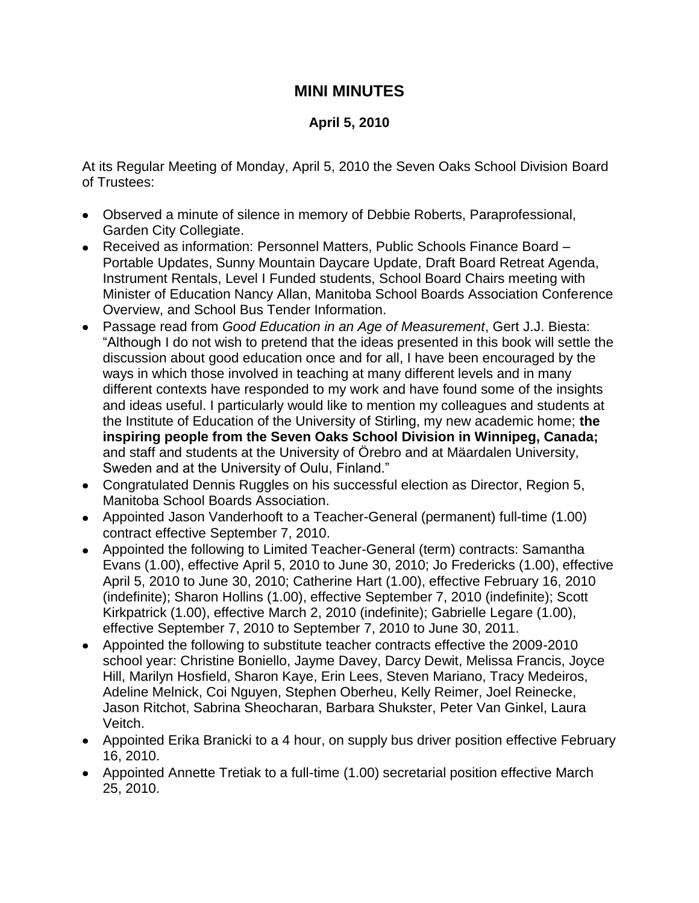# MINI MINUTES

## April 5, 2010

At its Regular Meeting of Monday, April 5, 2010 the Seven Oaks School Division Board of Trustees:

- Observed a minute of silence in memory of Debbie Roberts, Paraprofessional, Garden City Collegiate.
- Received as information: Personnel Matters, Public Schools Finance Board – Portable Updates, Sunny Mountain Daycare Update, Draft Board Retreat Agenda, Instrument Rentals, Level I Funded students, School Board Chairs meeting with Minister of Education Nancy Allan, Manitoba School Boards Association Conference Overview, and School Bus Tender Information.
- Passage read from *Good Education in an Age of Measurement*, Gert J.J. Biesta: "Although I do not wish to pretend that the ideas presented in this book will settle the discussion about good education once and for all, I have been encouraged by the ways in which those involved in teaching at many different levels and in many different contexts have responded to my work and have found some of the insights and ideas useful. I particularly would like to mention my colleagues and students at the Institute of Education of the University of Stirling, my new academic home; **the inspiring people from the Seven Oaks School Division in Winnipeg, Canada;** and staff and students at the University of Örebro and at Mäardalen University, Sweden and at the University of Oulu, Finland."
- Congratulated Dennis Ruggles on his successful election as Director, Region 5, Manitoba School Boards Association.
- Appointed Jason Vanderhooft to a Teacher-General (permanent) full-time (1.00) contract effective September 7, 2010.
- Appointed the following to Limited Teacher-General (term) contracts: Samantha Evans (1.00), effective April 5, 2010 to June 30, 2010; Jo Fredericks (1.00), effective April 5, 2010 to June 30, 2010; Catherine Hart (1.00), effective February 16, 2010 (indefinite); Sharon Hollins (1.00), effective September 7, 2010 (indefinite); Scott Kirkpatrick (1.00), effective March 2, 2010 (indefinite); Gabrielle Legare (1.00), effective September 7, 2010 to September 7, 2010 to June 30, 2011.
- Appointed the following to substitute teacher contracts effective the 2009-2010 school year: Christine Boniello, Jayme Davey, Darcy Dewit, Melissa Francis, Joyce Hill, Marilyn Hosfield, Sharon Kaye, Erin Lees, Steven Mariano, Tracy Medeiros, Adeline Melnick, Coi Nguyen, Stephen Oberheu, Kelly Reimer, Joel Reinecke, Jason Ritchot, Sabrina Sheocharan, Barbara Shukster, Peter Van Ginkel, Laura Veitch.
- Appointed Erika Branicki to a 4 hour, on supply bus driver position effective February 16, 2010.
- Appointed Annette Tretiak to a full-time (1.00) secretarial position effective March 25, 2010.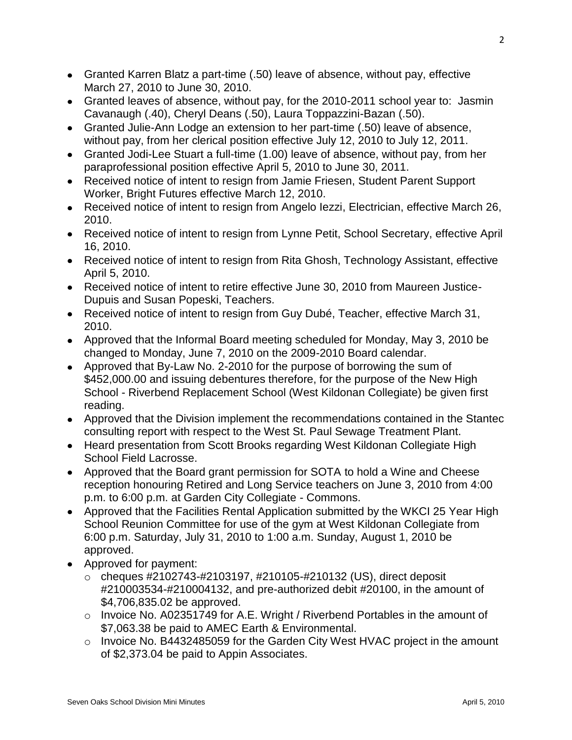- Granted Karren Blatz a part-time (.50) leave of absence, without pay, effective March 27, 2010 to June 30, 2010.
- Granted leaves of absence, without pay, for the 2010-2011 school year to: Jasmin Cavanaugh (.40), Cheryl Deans (.50), Laura Toppazzini-Bazan (.50).
- Granted Julie-Ann Lodge an extension to her part-time (.50) leave of absence, without pay, from her clerical position effective July 12, 2010 to July 12, 2011.
- Granted Jodi-Lee Stuart a full-time (1.00) leave of absence, without pay, from her paraprofessional position effective April 5, 2010 to June 30, 2011.
- Received notice of intent to resign from Jamie Friesen, Student Parent Support Worker, Bright Futures effective March 12, 2010.
- Received notice of intent to resign from Angelo Iezzi, Electrician, effective March 26, 2010.
- Received notice of intent to resign from Lynne Petit, School Secretary, effective April 16, 2010.
- Received notice of intent to resign from Rita Ghosh, Technology Assistant, effective April 5, 2010.
- Received notice of intent to retire effective June 30, 2010 from Maureen Justice-Dupuis and Susan Popeski, Teachers.
- Received notice of intent to resign from Guy Dubé, Teacher, effective March 31, 2010.
- Approved that the Informal Board meeting scheduled for Monday, May 3, 2010 be changed to Monday, June 7, 2010 on the 2009-2010 Board calendar.
- Approved that By-Law No. 2-2010 for the purpose of borrowing the sum of $452,000.00 and issuing debentures therefore, for the purpose of the New High School - Riverbend Replacement School (West Kildonan Collegiate) be given first reading.
- Approved that the Division implement the recommendations contained in the Stantec consulting report with respect to the West St. Paul Sewage Treatment Plant.
- Heard presentation from Scott Brooks regarding West Kildonan Collegiate High School Field Lacrosse.
- Approved that the Board grant permission for SOTA to hold a Wine and Cheese reception honouring Retired and Long Service teachers on June 3, 2010 from 4:00 p.m. to 6:00 p.m. at Garden City Collegiate - Commons.
- Approved that the Facilities Rental Application submitted by the WKCI 25 Year High School Reunion Committee for use of the gym at West Kildonan Collegiate from 6:00 p.m. Saturday, July 31, 2010 to 1:00 a.m. Sunday, August 1, 2010 be approved.
- Approved for payment:
  - cheques #2102743-#2103197, #210105-#210132 (US), direct deposit #210003534-#210004132, and pre-authorized debit #20100, in the amount of $4,706,835.02 be approved.
  - Invoice No. A02351749 for A.E. Wright / Riverbend Portables in the amount of $7,063.38 be paid to AMEC Earth & Environmental.
  - Invoice No. B4432485059 for the Garden City West HVAC project in the amount of $2,373.04 be paid to Appin Associates.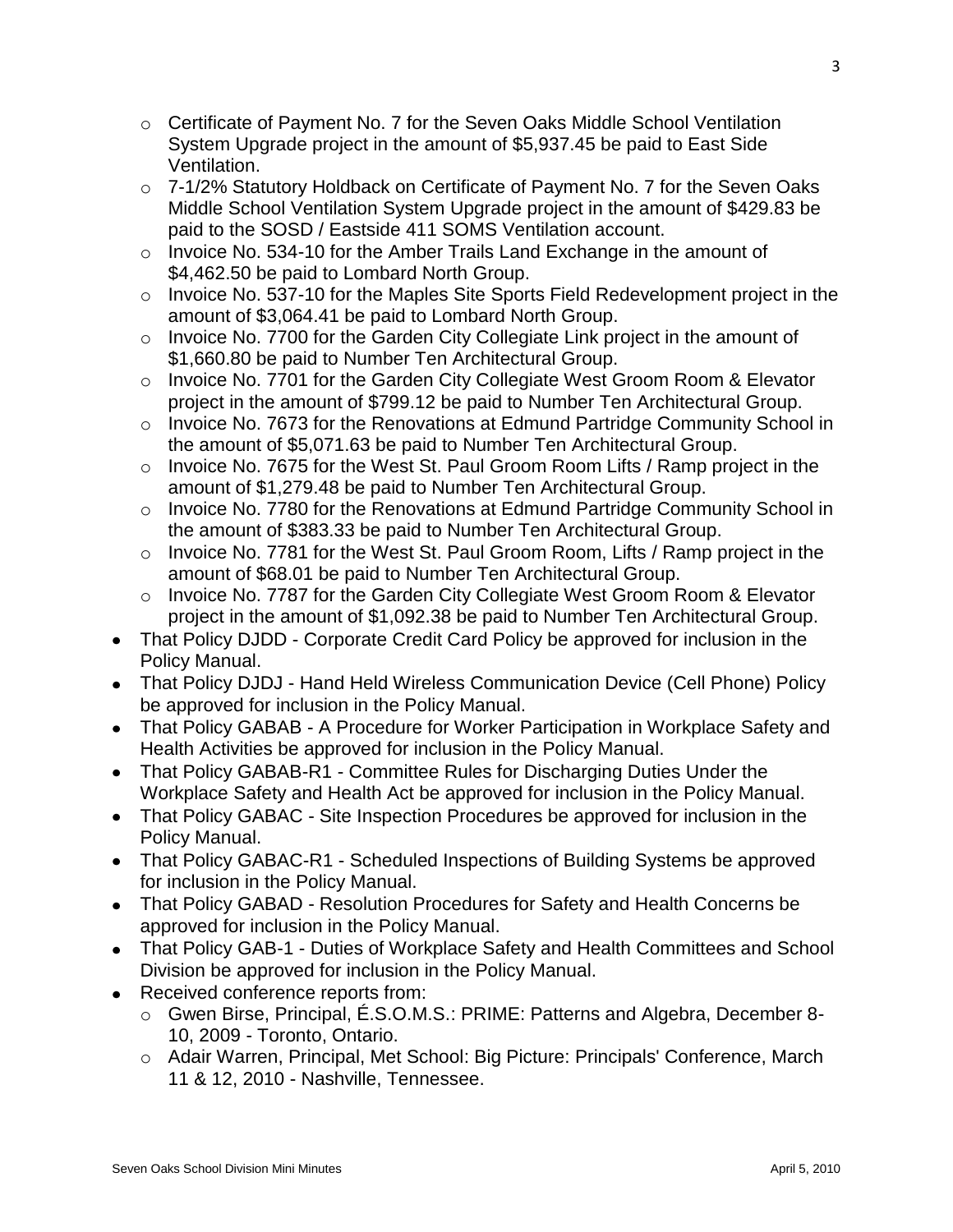- Certificate of Payment No. 7 for the Seven Oaks Middle School Ventilation System Upgrade project in the amount of $5,937.45 be paid to East Side Ventilation.
    - 7-1/2% Statutory Holdback on Certificate of Payment No. 7 for the Seven Oaks Middle School Ventilation System Upgrade project in the amount of $429.83 be paid to the SOSD / Eastside 411 SOMS Ventilation account.
    - Invoice No. 534-10 for the Amber Trails Land Exchange in the amount of $4,462.50 be paid to Lombard North Group.
    - Invoice No. 537-10 for the Maples Site Sports Field Redevelopment project in the amount of $3,064.41 be paid to Lombard North Group.
    - Invoice No. 7700 for the Garden City Collegiate Link project in the amount of $1,660.80 be paid to Number Ten Architectural Group.
    - Invoice No. 7701 for the Garden City Collegiate West Groom Room & Elevator project in the amount of $799.12 be paid to Number Ten Architectural Group.
    - Invoice No. 7673 for the Renovations at Edmund Partridge Community School in the amount of $5,071.63 be paid to Number Ten Architectural Group.
    - Invoice No. 7675 for the West St. Paul Groom Room Lifts / Ramp project in the amount of $1,279.48 be paid to Number Ten Architectural Group.
    - Invoice No. 7780 for the Renovations at Edmund Partridge Community School in the amount of $383.33 be paid to Number Ten Architectural Group.
    - Invoice No. 7781 for the West St. Paul Groom Room, Lifts / Ramp project in the amount of $68.01 be paid to Number Ten Architectural Group.
    - Invoice No. 7787 for the Garden City Collegiate West Groom Room & Elevator project in the amount of $1,092.38 be paid to Number Ten Architectural Group.
- That Policy DJDD - Corporate Credit Card Policy be approved for inclusion in the Policy Manual.
- That Policy DJDJ - Hand Held Wireless Communication Device (Cell Phone) Policy be approved for inclusion in the Policy Manual.
- That Policy GABAB - A Procedure for Worker Participation in Workplace Safety and Health Activities be approved for inclusion in the Policy Manual.
- That Policy GABAB-R1 - Committee Rules for Discharging Duties Under the Workplace Safety and Health Act be approved for inclusion in the Policy Manual.
- That Policy GABAC - Site Inspection Procedures be approved for inclusion in the Policy Manual.
- That Policy GABAC-R1 - Scheduled Inspections of Building Systems be approved for inclusion in the Policy Manual.
- That Policy GABAD - Resolution Procedures for Safety and Health Concerns be approved for inclusion in the Policy Manual.
- That Policy GAB-1 - Duties of Workplace Safety and Health Committees and School Division be approved for inclusion in the Policy Manual.
- Received conference reports from:
    - Gwen Birse, Principal, É.S.O.M.S.: PRIME: Patterns and Algebra, December 8-10, 2009 - Toronto, Ontario.
    - Adair Warren, Principal, Met School: Big Picture: Principals' Conference, March 11 & 12, 2010 - Nashville, Tennessee.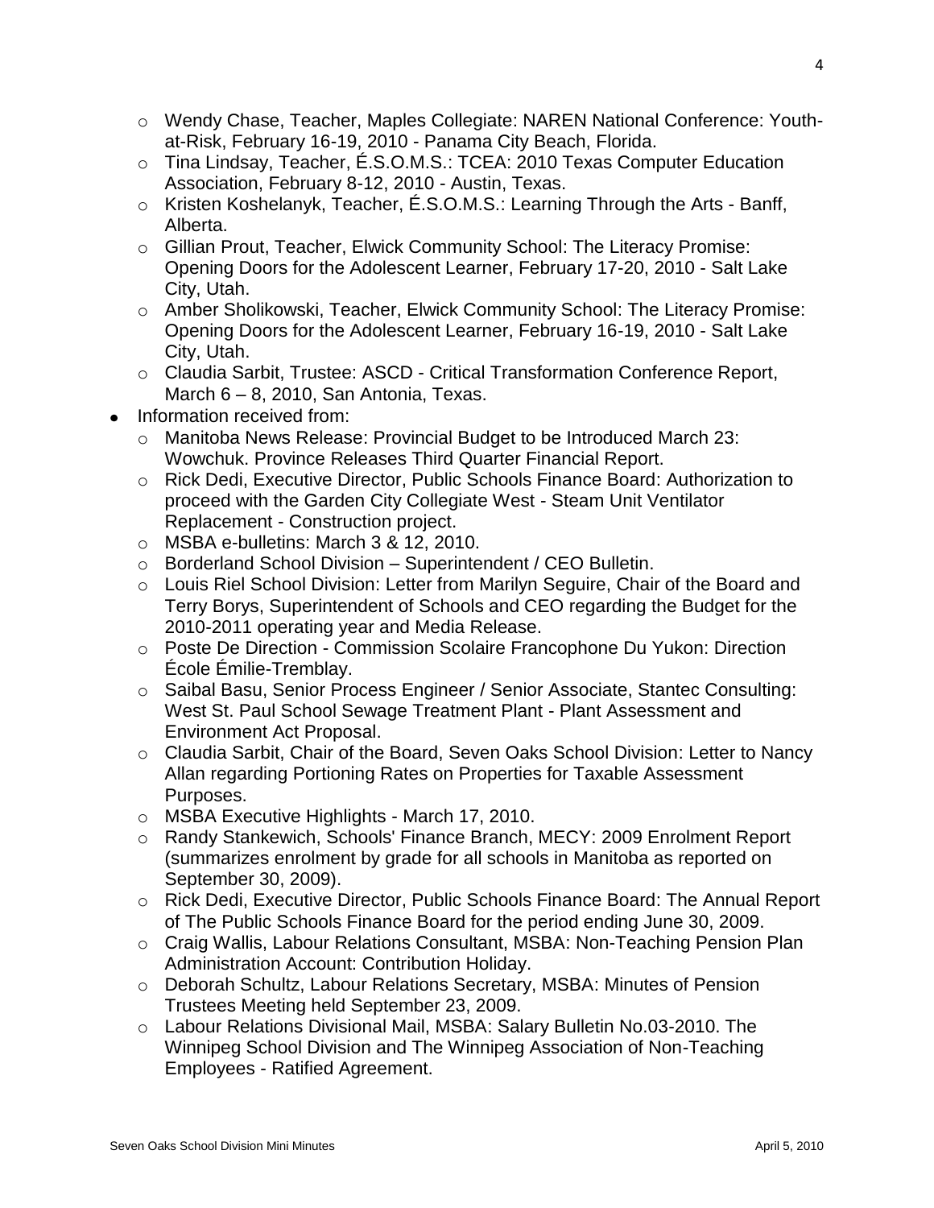- Wendy Chase, Teacher, Maples Collegiate: NAREN National Conference: Youth-at-Risk, February 16-19, 2010 - Panama City Beach, Florida.
  - Tina Lindsay, Teacher, É.S.O.M.S.: TCEA: 2010 Texas Computer Education Association, February 8-12, 2010 - Austin, Texas.
  - Kristen Koshelanyk, Teacher, É.S.O.M.S.: Learning Through the Arts - Banff, Alberta.
  - Gillian Prout, Teacher, Elwick Community School: The Literacy Promise: Opening Doors for the Adolescent Learner, February 17-20, 2010 - Salt Lake City, Utah.
  - Amber Sholikowski, Teacher, Elwick Community School: The Literacy Promise: Opening Doors for the Adolescent Learner, February 16-19, 2010 - Salt Lake City, Utah.
  - Claudia Sarbit, Trustee: ASCD - Critical Transformation Conference Report, March 6 – 8, 2010, San Antonia, Texas.
- Information received from:
  - Manitoba News Release: Provincial Budget to be Introduced March 23: Wowchuk. Province Releases Third Quarter Financial Report.
  - Rick Dedi, Executive Director, Public Schools Finance Board: Authorization to proceed with the Garden City Collegiate West - Steam Unit Ventilator Replacement - Construction project.
  - MSBA e-bulletins: March 3 & 12, 2010.
  - Borderland School Division – Superintendent / CEO Bulletin.
  - Louis Riel School Division: Letter from Marilyn Seguire, Chair of the Board and Terry Borys, Superintendent of Schools and CEO regarding the Budget for the 2010-2011 operating year and Media Release.
  - Poste De Direction - Commission Scolaire Francophone Du Yukon: Direction École Émilie-Tremblay.
  - Saibal Basu, Senior Process Engineer / Senior Associate, Stantec Consulting: West St. Paul School Sewage Treatment Plant - Plant Assessment and Environment Act Proposal.
  - Claudia Sarbit, Chair of the Board, Seven Oaks School Division: Letter to Nancy Allan regarding Portioning Rates on Properties for Taxable Assessment Purposes.
  - MSBA Executive Highlights - March 17, 2010.
  - Randy Stankewich, Schools' Finance Branch, MECY: 2009 Enrolment Report (summarizes enrolment by grade for all schools in Manitoba as reported on September 30, 2009).
  - Rick Dedi, Executive Director, Public Schools Finance Board: The Annual Report of The Public Schools Finance Board for the period ending June 30, 2009.
  - Craig Wallis, Labour Relations Consultant, MSBA: Non-Teaching Pension Plan Administration Account: Contribution Holiday.
  - Deborah Schultz, Labour Relations Secretary, MSBA: Minutes of Pension Trustees Meeting held September 23, 2009.
  - Labour Relations Divisional Mail, MSBA: Salary Bulletin No.03-2010. The Winnipeg School Division and The Winnipeg Association of Non-Teaching Employees - Ratified Agreement.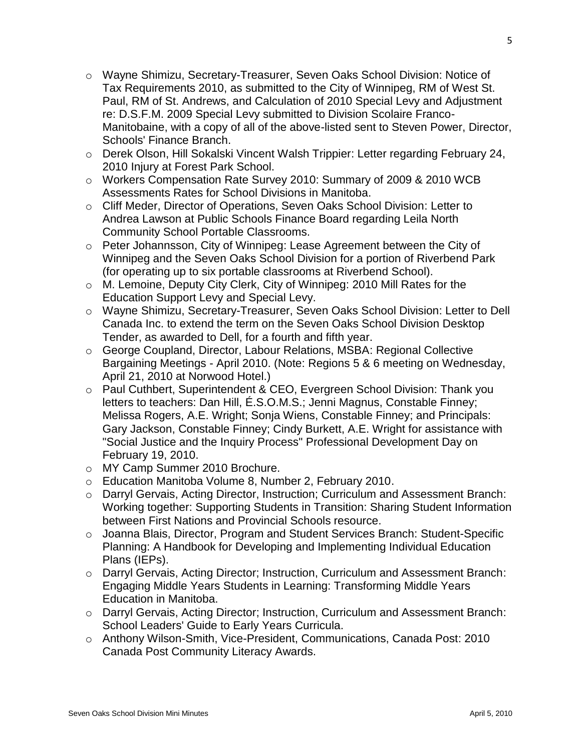- Wayne Shimizu, Secretary-Treasurer, Seven Oaks School Division: Notice of Tax Requirements 2010, as submitted to the City of Winnipeg, RM of West St. Paul, RM of St. Andrews, and Calculation of 2010 Special Levy and Adjustment re: D.S.F.M. 2009 Special Levy submitted to Division Scolaire Franco-Manitobaine, with a copy of all of the above-listed sent to Steven Power, Director, Schools' Finance Branch.
- Derek Olson, Hill Sokalski Vincent Walsh Trippier: Letter regarding February 24, 2010 Injury at Forest Park School.
- Workers Compensation Rate Survey 2010: Summary of 2009 & 2010 WCB Assessments Rates for School Divisions in Manitoba.
- Cliff Meder, Director of Operations, Seven Oaks School Division: Letter to Andrea Lawson at Public Schools Finance Board regarding Leila North Community School Portable Classrooms.
- Peter Johannsson, City of Winnipeg: Lease Agreement between the City of Winnipeg and the Seven Oaks School Division for a portion of Riverbend Park (for operating up to six portable classrooms at Riverbend School).
- M. Lemoine, Deputy City Clerk, City of Winnipeg: 2010 Mill Rates for the Education Support Levy and Special Levy.
- Wayne Shimizu, Secretary-Treasurer, Seven Oaks School Division: Letter to Dell Canada Inc. to extend the term on the Seven Oaks School Division Desktop Tender, as awarded to Dell, for a fourth and fifth year.
- George Coupland, Director, Labour Relations, MSBA: Regional Collective Bargaining Meetings - April 2010. (Note: Regions 5 & 6 meeting on Wednesday, April 21, 2010 at Norwood Hotel.)
- Paul Cuthbert, Superintendent & CEO, Evergreen School Division: Thank you letters to teachers: Dan Hill, É.S.O.M.S.; Jenni Magnus, Constable Finney; Melissa Rogers, A.E. Wright; Sonja Wiens, Constable Finney; and Principals: Gary Jackson, Constable Finney; Cindy Burkett, A.E. Wright for assistance with "Social Justice and the Inquiry Process" Professional Development Day on February 19, 2010.
- MY Camp Summer 2010 Brochure.
- Education Manitoba Volume 8, Number 2, February 2010.
- Darryl Gervais, Acting Director, Instruction; Curriculum and Assessment Branch: Working together: Supporting Students in Transition: Sharing Student Information between First Nations and Provincial Schools resource.
- Joanna Blais, Director, Program and Student Services Branch: Student-Specific Planning: A Handbook for Developing and Implementing Individual Education Plans (IEPs).
- Darryl Gervais, Acting Director; Instruction, Curriculum and Assessment Branch: Engaging Middle Years Students in Learning: Transforming Middle Years Education in Manitoba.
- Darryl Gervais, Acting Director; Instruction, Curriculum and Assessment Branch: School Leaders' Guide to Early Years Curricula.
- Anthony Wilson-Smith, Vice-President, Communications, Canada Post: 2010 Canada Post Community Literacy Awards.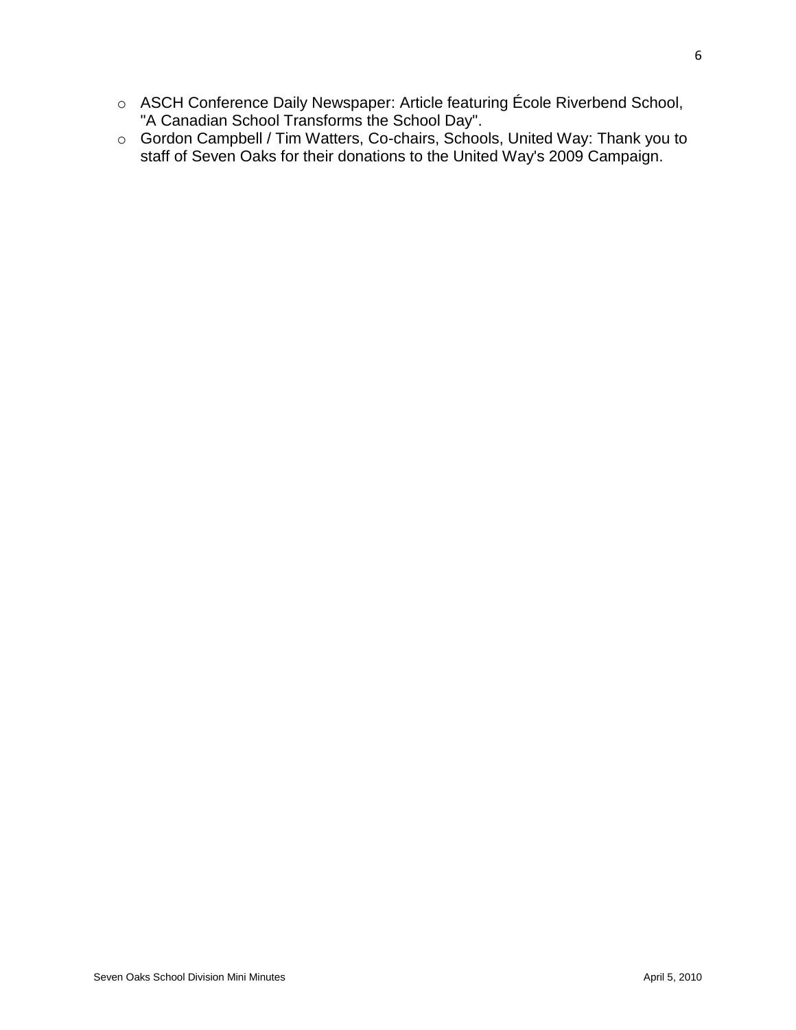- ASCH Conference Daily Newspaper: Article featuring École Riverbend School, "A Canadian School Transforms the School Day".
- Gordon Campbell / Tim Watters, Co-chairs, Schools, United Way: Thank you to staff of Seven Oaks for their donations to the United Way's 2009 Campaign.